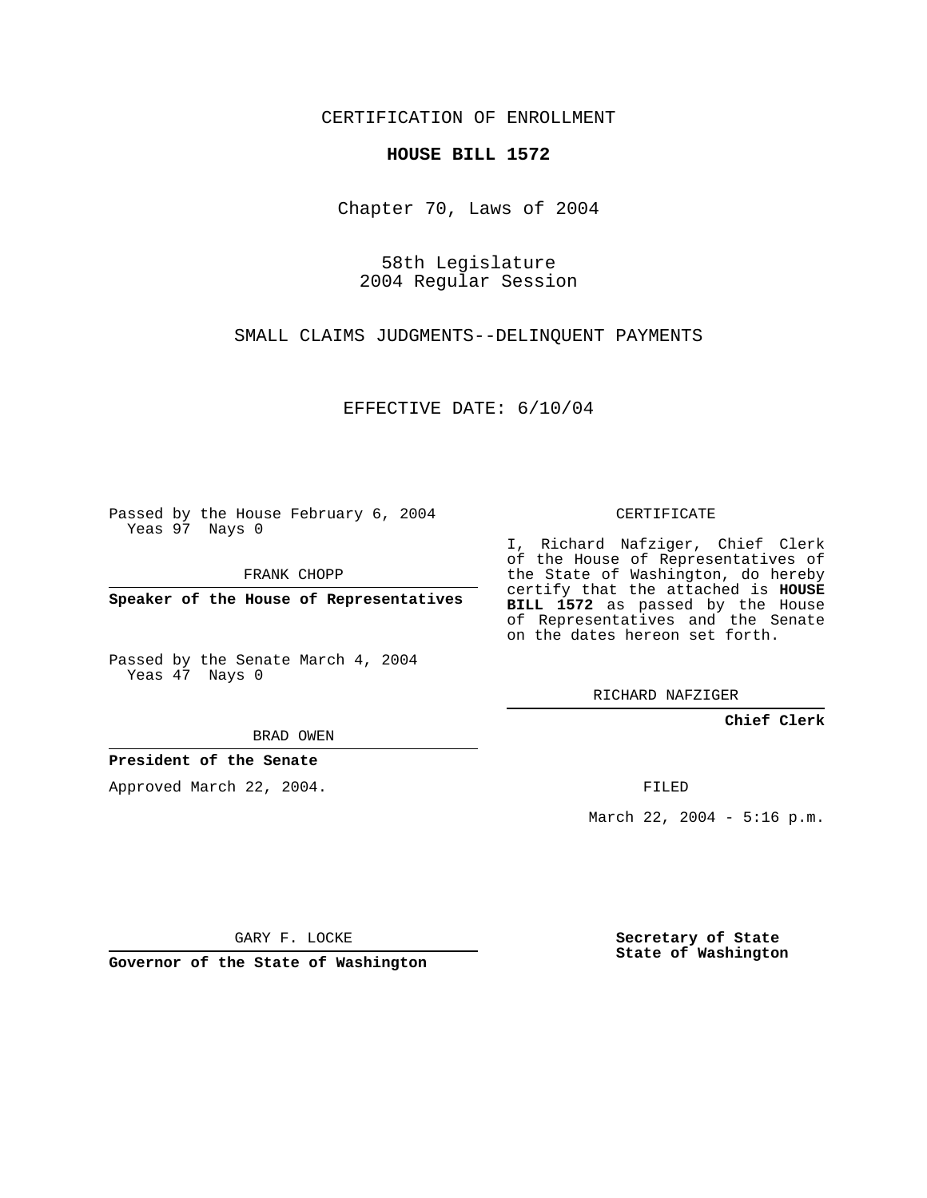CERTIFICATION OF ENROLLMENT

**HOUSE BILL 1572**

Chapter 70, Laws of 2004

58th Legislature
2004 Regular Session

SMALL CLAIMS JUDGMENTS--DELINQUENT PAYMENTS

EFFECTIVE DATE: 6/10/04

Passed by the House February 6, 2004
Yeas 97 Nays 0

FRANK CHOPP

**Speaker of the House of Representatives**

Passed by the Senate March 4, 2004
Yeas 47 Nays 0

BRAD OWEN

**President of the Senate**

Approved March 22, 2004.

GARY F. LOCKE

**Governor of the State of Washington**

CERTIFICATE

I, Richard Nafziger, Chief Clerk of the House of Representatives of the State of Washington, do hereby certify that the attached is **HOUSE BILL 1572** as passed by the House of Representatives and the Senate on the dates hereon set forth.

RICHARD NAFZIGER

**Chief Clerk**

FILED

March 22, 2004 - 5:16 p.m.

**Secretary of State**
**State of Washington**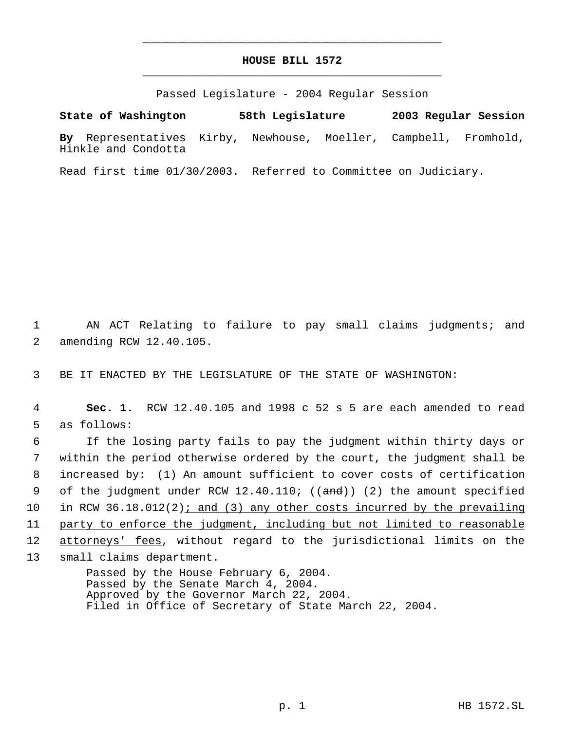# HOUSE BILL 1572

Passed Legislature - 2004 Regular Session

**State of Washington 58th Legislature 2003 Regular Session**

**By** Representatives Kirby, Newhouse, Moeller, Campbell, Fromhold, Hinkle and Condotta

Read first time 01/30/2003. Referred to Committee on Judiciary.

1 AN ACT Relating to failure to pay small claims judgments; and
2 amending RCW 12.40.105.

3 BE IT ENACTED BY THE LEGISLATURE OF THE STATE OF WASHINGTON:

4 **Sec. 1.** RCW 12.40.105 and 1998 c 52 s 5 are each amended to read
5 as follows:

6 If the losing party fails to pay the judgment within thirty days or
7 within the period otherwise ordered by the court, the judgment shall be
8 increased by: (1) An amount sufficient to cover costs of certification
9 of the judgment under RCW 12.40.110; ((~~and~~)) (2) the amount specified
10 in RCW 36.18.012(2)<u>; and (3) any other costs incurred by the prevailing</u>
11 <u>party to enforce the judgment, including but not limited to reasonable</u>
12 <u>attorneys' fees</u>, without regard to the jurisdictional limits on the
13 small claims department.

Passed by the House February 6, 2004.
Passed by the Senate March 4, 2004.
Approved by the Governor March 22, 2004.
Filed in Office of Secretary of State March 22, 2004.